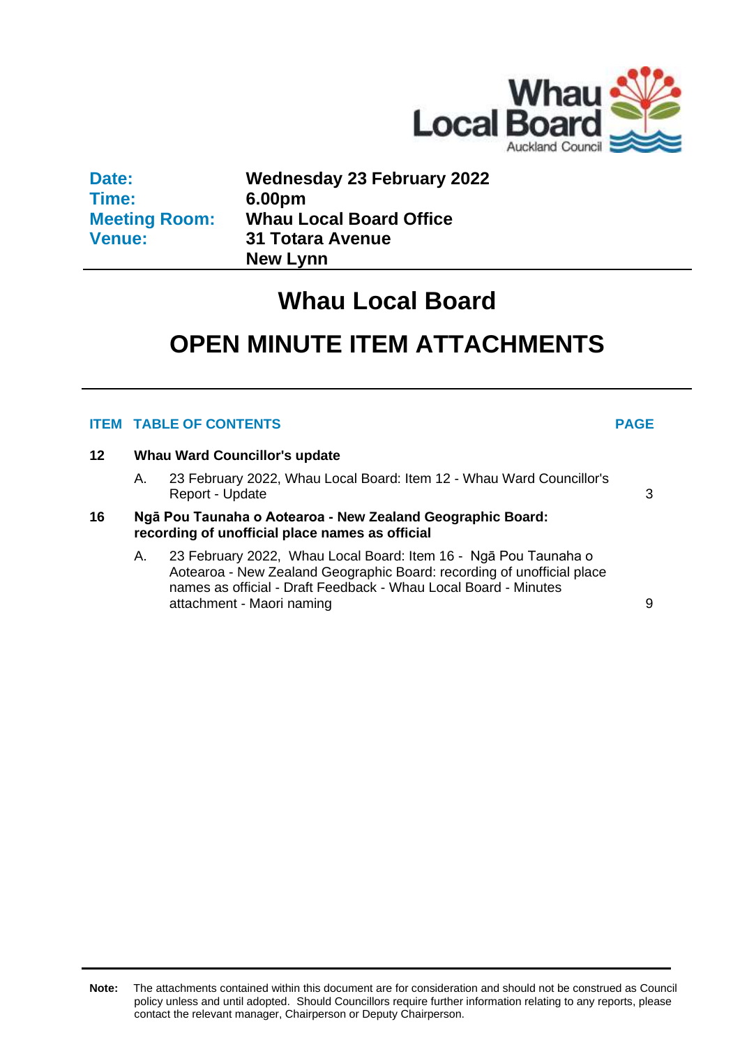**Date:** Wednesday 23 February 2022
**Time:** 6.00pm
**Meeting Room:** Whau Local Board Office
**Venue:** 31 Totara Avenue
New Lynn

# Whau Local Board

# OPEN MINUTE ITEM ATTACHMENTS

| ITEM | TABLE OF CONTENTS | PAGE |
|---|---|---|
| **12** | **Whau Ward Councillor's update** | |
| | A. 23 February 2022, Whau Local Board: Item 12 - Whau Ward Councillor's Report - Update | 3 |
| **16** | **Ngā Pou Taunaha o Aotearoa - New Zealand Geographic Board: recording of unofficial place names as official** | |
| | A. 23 February 2022, Whau Local Board: Item 16 - Ngā Pou Taunaha o Aotearoa - New Zealand Geographic Board: recording of unofficial place names as official - Draft Feedback - Whau Local Board - Minutes attachment - Maori naming | 9 |

**Note:** The attachments contained within this document are for consideration and should not be construed as Council policy unless and until adopted. Should Councillors require further information relating to any reports, please contact the relevant manager, Chairperson or Deputy Chairperson.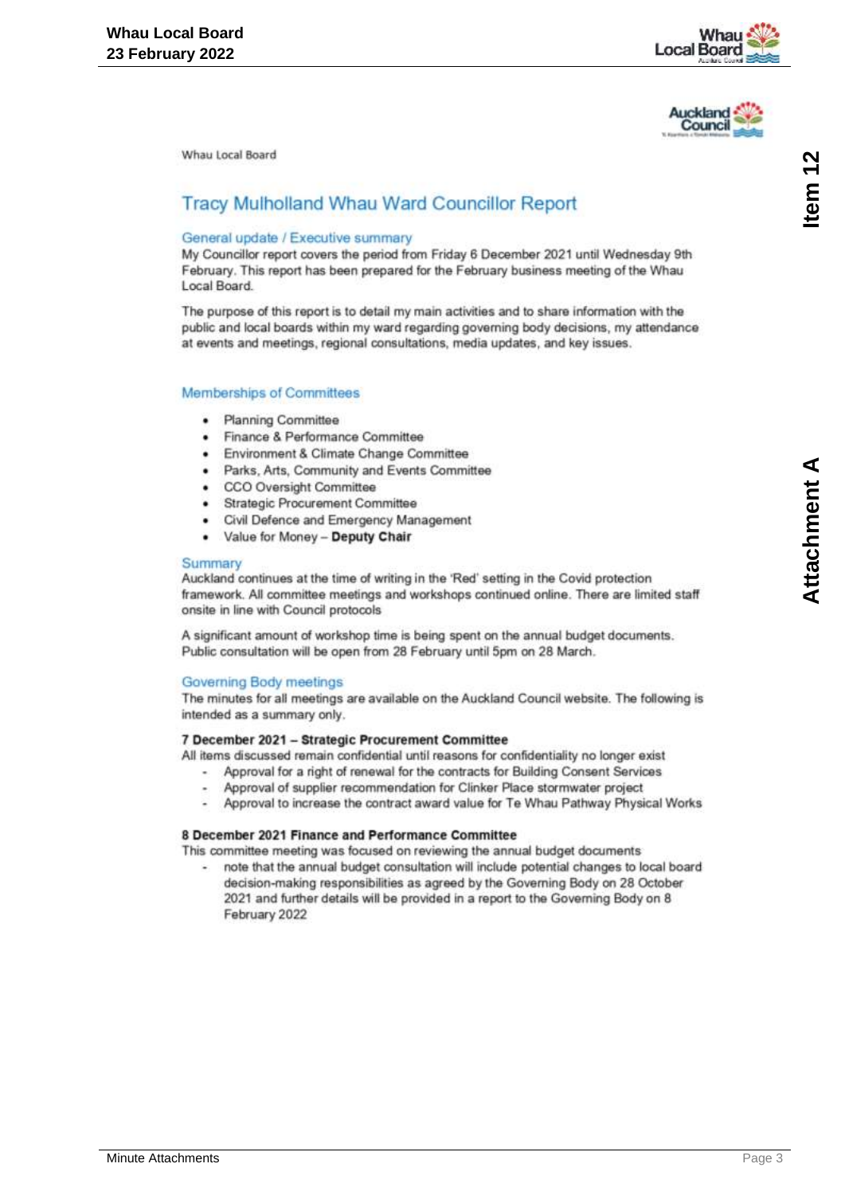Whau Local Board

# Tracy Mulholland Whau Ward Councillor Report

## General update / Executive summary

My Councillor report covers the period from Friday 6 December 2021 until Wednesday 9th February. This report has been prepared for the February business meeting of the Whau Local Board.

The purpose of this report is to detail my main activities and to share information with the public and local boards within my ward regarding governing body decisions, my attendance at events and meetings, regional consultations, media updates, and key issues.

## Memberships of Committees

- Planning Committee
- Finance & Performance Committee
- Environment & Climate Change Committee
- Parks, Arts, Community and Events Committee
- CCO Oversight Committee
- Strategic Procurement Committee
- Civil Defence and Emergency Management
- Value for Money – **Deputy Chair**

## Summary

Auckland continues at the time of writing in the 'Red' setting in the Covid protection framework. All committee meetings and workshops continued online. There are limited staff onsite in line with Council protocols

A significant amount of workshop time is being spent on the annual budget documents. Public consultation will be open from 28 February until 5pm on 28 March.

## Governing Body meetings

The minutes for all meetings are available on the Auckland Council website. The following is intended as a summary only.

**7 December 2021 – Strategic Procurement Committee**

All items discussed remain confidential until reasons for confidentiality no longer exist

- Approval for a right of renewal for the contracts for Building Consent Services
- Approval of supplier recommendation for Clinker Place stormwater project
- Approval to increase the contract award value for Te Whau Pathway Physical Works

**8 December 2021 Finance and Performance Committee**

This committee meeting was focused on reviewing the annual budget documents

- note that the annual budget consultation will include potential changes to local board decision-making responsibilities as agreed by the Governing Body on 28 October 2021 and further details will be provided in a report to the Governing Body on 8 February 2022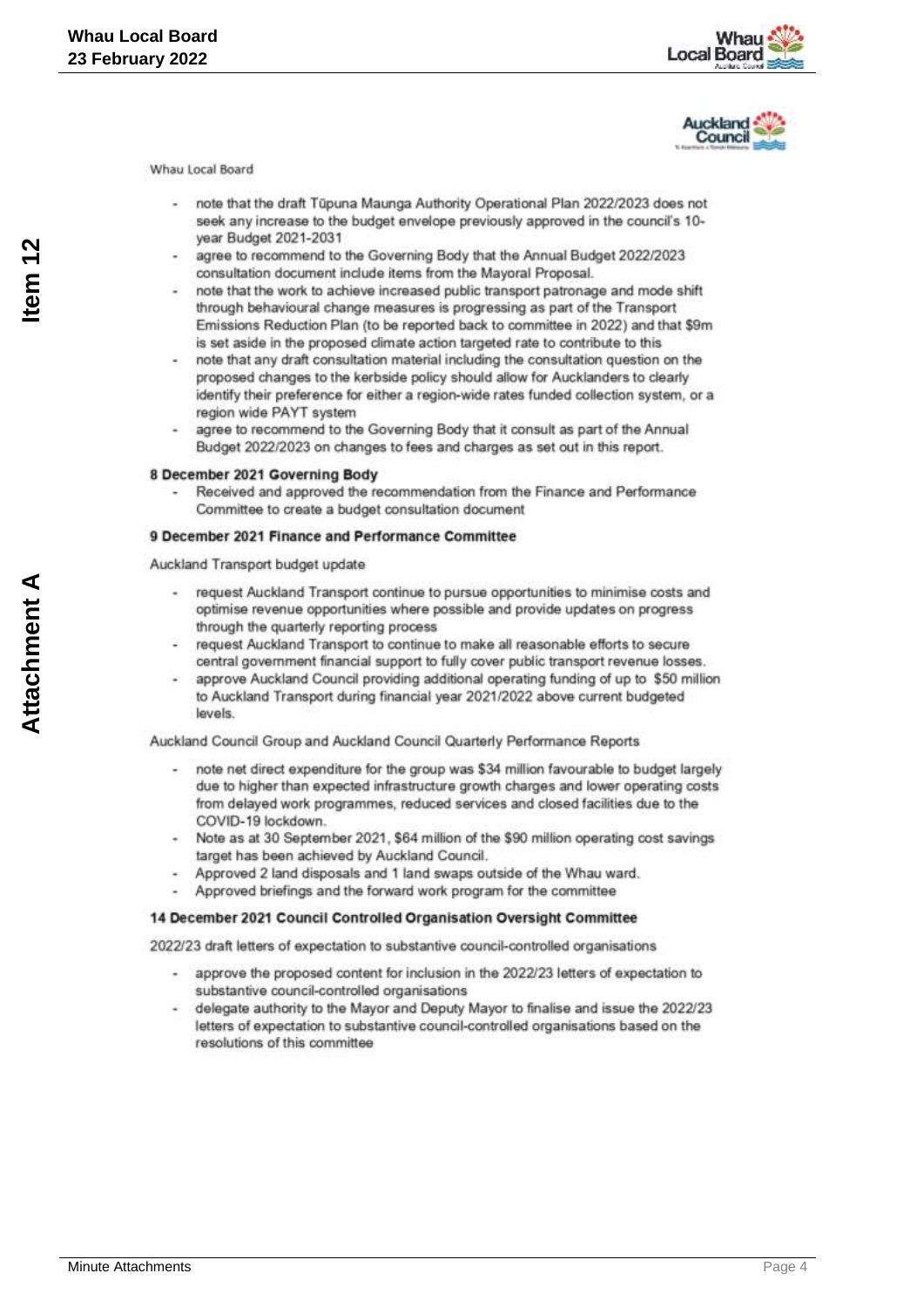Whau Local Board

- note that the draft Tūpuna Maunga Authority Operational Plan 2022/2023 does not seek any increase to the budget envelope previously approved in the council's 10-year Budget 2021-2031
- agree to recommend to the Governing Body that the Annual Budget 2022/2023 consultation document include items from the Mayoral Proposal.
- note that the work to achieve increased public transport patronage and mode shift through behavioural change measures is progressing as part of the Transport Emissions Reduction Plan (to be reported back to committee in 2022) and that $9m is set aside in the proposed climate action targeted rate to contribute to this
- note that any draft consultation material including the consultation question on the proposed changes to the kerbside policy should allow for Aucklanders to clearly identify their preference for either a region-wide rates funded collection system, or a region wide PAYT system
- agree to recommend to the Governing Body that it consult as part of the Annual Budget 2022/2023 on changes to fees and charges as set out in this report.

**8 December 2021 Governing Body**

- Received and approved the recommendation from the Finance and Performance Committee to create a budget consultation document

**9 December 2021 Finance and Performance Committee**

Auckland Transport budget update

- request Auckland Transport continue to pursue opportunities to minimise costs and optimise revenue opportunities where possible and provide updates on progress through the quarterly reporting process
- request Auckland Transport to continue to make all reasonable efforts to secure central government financial support to fully cover public transport revenue losses.
- approve Auckland Council providing additional operating funding of up to $50 million to Auckland Transport during financial year 2021/2022 above current budgeted levels.

Auckland Council Group and Auckland Council Quarterly Performance Reports

- note net direct expenditure for the group was $34 million favourable to budget largely due to higher than expected infrastructure growth charges and lower operating costs from delayed work programmes, reduced services and closed facilities due to the COVID-19 lockdown.
- Note as at 30 September 2021, $64 million of the $90 million operating cost savings target has been achieved by Auckland Council.
- Approved 2 land disposals and 1 land swaps outside of the Whau ward.
- Approved briefings and the forward work program for the committee

**14 December 2021 Council Controlled Organisation Oversight Committee**

2022/23 draft letters of expectation to substantive council-controlled organisations

- approve the proposed content for inclusion in the 2022/23 letters of expectation to substantive council-controlled organisations
- delegate authority to the Mayor and Deputy Mayor to finalise and issue the 2022/23 letters of expectation to substantive council-controlled organisations based on the resolutions of this committee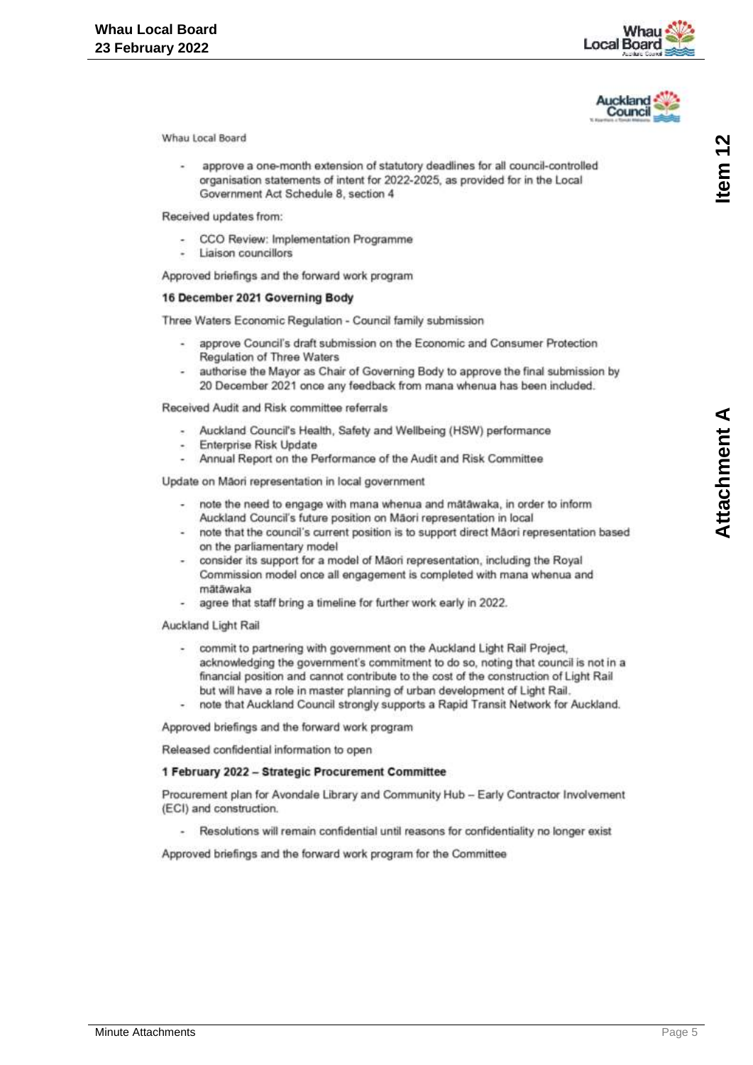Whau Local Board

- approve a one-month extension of statutory deadlines for all council-controlled organisation statements of intent for 2022-2025, as provided for in the Local Government Act Schedule 8, section 4

Received updates from:

- CCO Review: Implementation Programme
- Liaison councillors

Approved briefings and the forward work program

**16 December 2021 Governing Body**

Three Waters Economic Regulation - Council family submission

- approve Council's draft submission on the Economic and Consumer Protection Regulation of Three Waters
- authorise the Mayor as Chair of Governing Body to approve the final submission by 20 December 2021 once any feedback from mana whenua has been included.

Received Audit and Risk committee referrals

- Auckland Council's Health, Safety and Wellbeing (HSW) performance
- Enterprise Risk Update
- Annual Report on the Performance of the Audit and Risk Committee

Update on Māori representation in local government

- note the need to engage with mana whenua and mātāwaka, in order to inform Auckland Council's future position on Māori representation in local
- note that the council's current position is to support direct Māori representation based on the parliamentary model
- consider its support for a model of Māori representation, including the Royal Commission model once all engagement is completed with mana whenua and mātāwaka
- agree that staff bring a timeline for further work early in 2022.

Auckland Light Rail

- commit to partnering with government on the Auckland Light Rail Project, acknowledging the government's commitment to do so, noting that council is not in a financial position and cannot contribute to the cost of the construction of Light Rail but will have a role in master planning of urban development of Light Rail.
- note that Auckland Council strongly supports a Rapid Transit Network for Auckland.

Approved briefings and the forward work program

Released confidential information to open

**1 February 2022 – Strategic Procurement Committee**

Procurement plan for Avondale Library and Community Hub – Early Contractor Involvement (ECI) and construction.

- Resolutions will remain confidential until reasons for confidentiality no longer exist

Approved briefings and the forward work program for the Committee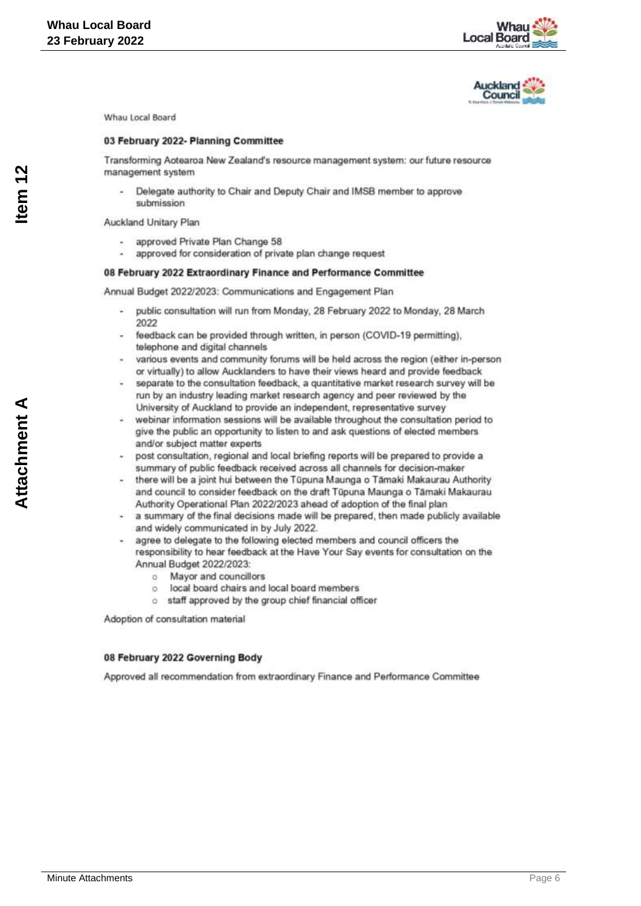Whau Local Board

### 03 February 2022- Planning Committee

Transforming Aotearoa New Zealand's resource management system: our future resource management system

- Delegate authority to Chair and Deputy Chair and IMSB member to approve submission

Auckland Unitary Plan

- approved Private Plan Change 58
- approved for consideration of private plan change request

### 08 February 2022 Extraordinary Finance and Performance Committee

Annual Budget 2022/2023: Communications and Engagement Plan

- public consultation will run from Monday, 28 February 2022 to Monday, 28 March 2022
- feedback can be provided through written, in person (COVID-19 permitting), telephone and digital channels
- various events and community forums will be held across the region (either in-person or virtually) to allow Aucklanders to have their views heard and provide feedback
- separate to the consultation feedback, a quantitative market research survey will be run by an industry leading market research agency and peer reviewed by the University of Auckland to provide an independent, representative survey
- webinar information sessions will be available throughout the consultation period to give the public an opportunity to listen to and ask questions of elected members and/or subject matter experts
- post consultation, regional and local briefing reports will be prepared to provide a summary of public feedback received across all channels for decision-maker
- there will be a joint hui between the Tūpuna Maunga o Tāmaki Makaurau Authority and council to consider feedback on the draft Tūpuna Maunga o Tāmaki Makaurau Authority Operational Plan 2022/2023 ahead of adoption of the final plan
- a summary of the final decisions made will be prepared, then made publicly available and widely communicated in by July 2022.
- agree to delegate to the following elected members and council officers the responsibility to hear feedback at the Have Your Say events for consultation on the Annual Budget 2022/2023:
  - Mayor and councillors
  - local board chairs and local board members
  - staff approved by the group chief financial officer

Adoption of consultation material

### 08 February 2022 Governing Body

Approved all recommendation from extraordinary Finance and Performance Committee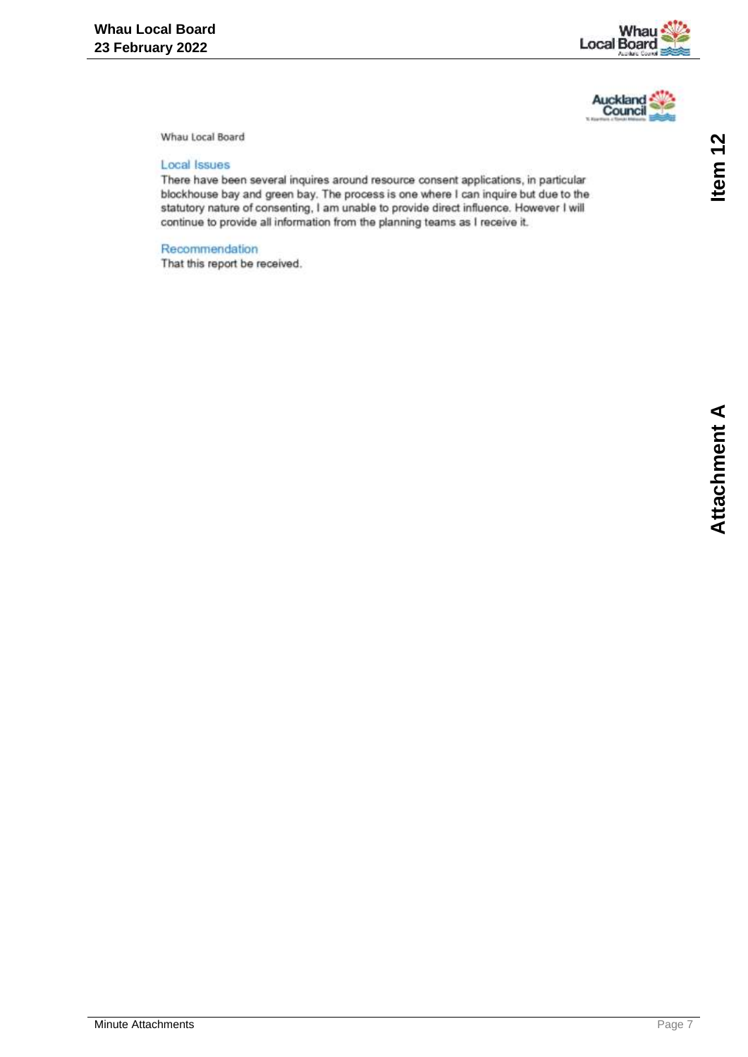Whau Local Board

## Local Issues

There have been several inquires around resource consent applications, in particular blockhouse bay and green bay. The process is one where I can inquire but due to the statutory nature of consenting, I am unable to provide direct influence. However I will continue to provide all information from the planning teams as I receive it.

## Recommendation

That this report be received.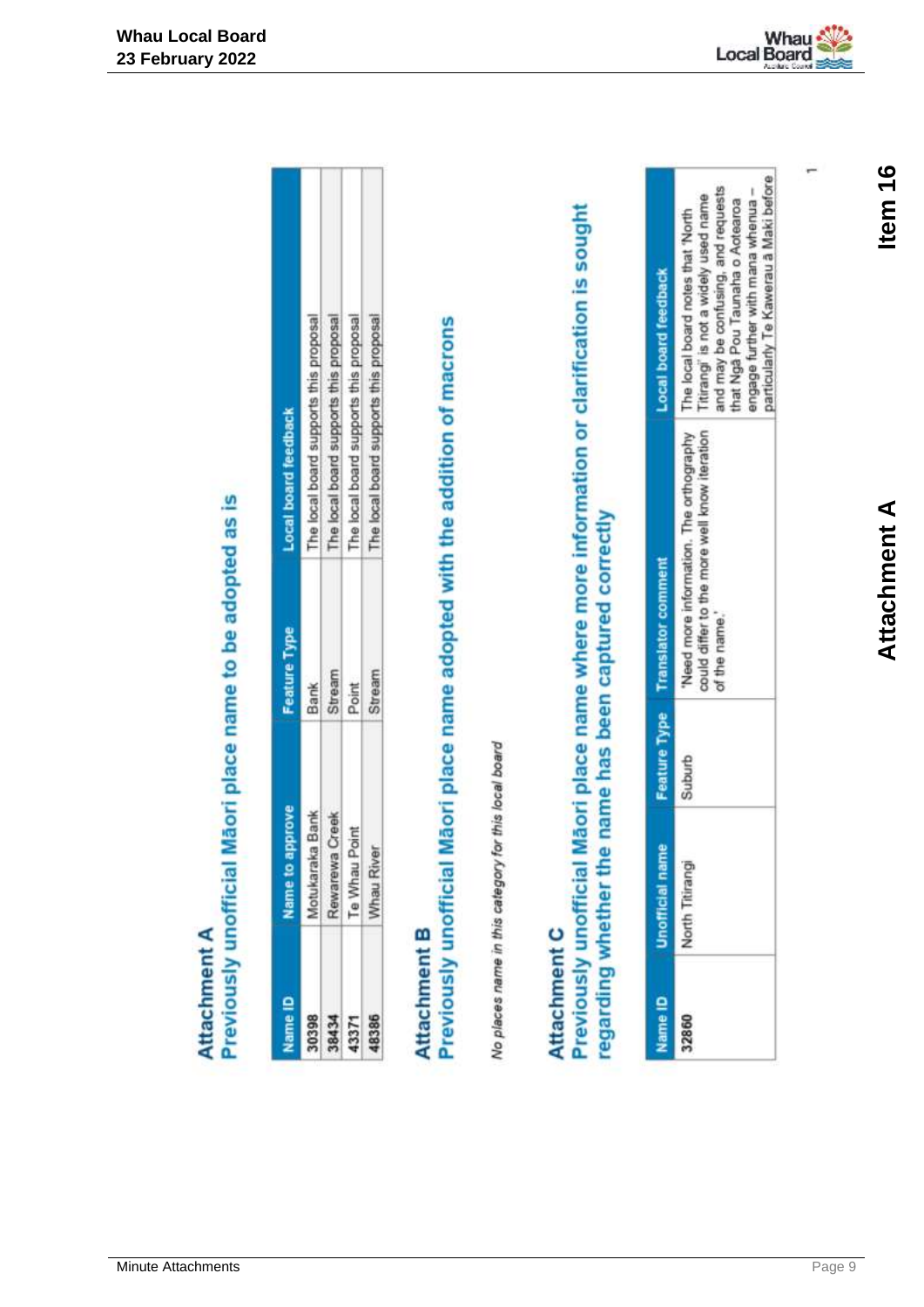# Attachment A

## Previously unofficial Māori place name to be adopted as is

| Name ID | Name to approve | Feature Type | Local board feedback |
|---|---|---|---|
| 30398 | Motukaraka Bank | Bank | The local board supports this proposal |
| 38434 | Rewarewa Creek | Stream | The local board supports this proposal |
| 43371 | Te Whau Point | Point | The local board supports this proposal |
| 48386 | Whau River | Stream | The local board supports this proposal |

# Attachment B

## Previously unofficial Māori place name adopted with the addition of macrons

*No places name in this category for this local board*

# Attachment C

## Previously unofficial Māori place name where more information or clarification is sought regarding whether the name has been captured correctly

| Name ID | Unofficial name | Feature Type | Translator comment | Local board feedback |
|---|---|---|---|---|
| 32860 | North Titirangi | Suburb | 'Need more information. The orthography could differ to the more well know iteration of the name.' | The local board notes that 'North Titirangi' is not a widely used name and may be confusing, and requests that Ngā Pou Taunaha o Aotearoa engage further with mana whenua – particularly Te Kawerau ā Maki before |

1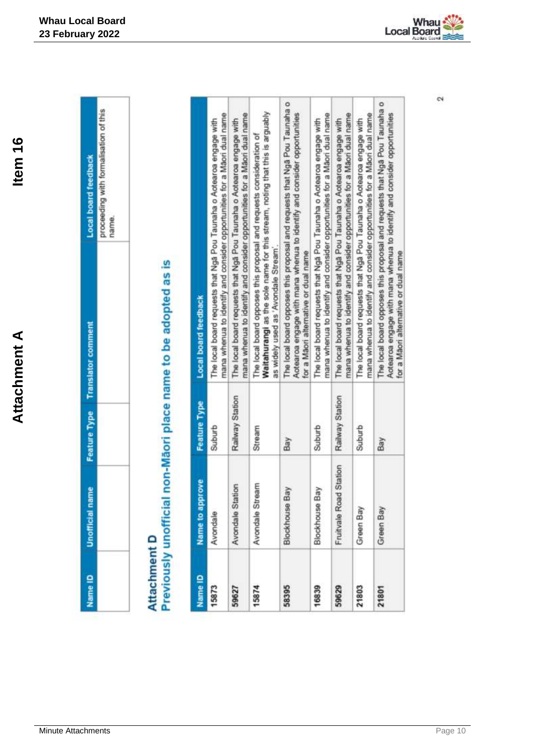| Name ID | Unofficial name | Feature Type | Translator comment | Local board feedback |
|---|---|---|---|---|
| | | | | proceeding with formalisation of this name. |

## Attachment D

## Previously unofficial non-Māori place name to be adopted as is

| Name ID | Name to approve | Feature Type | Local board feedback |
|---|---|---|---|
| 15873 | Avondale | Suburb | The local board requests that Ngā Pou Taunaha o Aotearoa engage with mana whenua to identify and consider opportunities for a Māori dual name |
| 59627 | Avondale Station | Railway Station | The local board requests that Ngā Pou Taunaha o Aotearoa engage with mana whenua to identify and consider opportunities for a Māori dual name |
| 15874 | Avondale Stream | Stream | The local board opposes this proposal and requests consideration of **Waitahurangi** as the sole name for this stream, noting that this is arguably as widely used as 'Avondale Stream'. |
| 58395 | Blockhouse Bay | Bay | The local board opposes this proposal and requests that Ngā Pou Taunaha o Aotearoa engage with mana whenua to identify and consider opportunities for a Māori alternative or dual name |
| 16839 | Blockhouse Bay | Suburb | The local board requests that Ngā Pou Taunaha o Aotearoa engage with mana whenua to identify and consider opportunities for a Māori dual name |
| 59629 | Fruitvale Road Station | Railway Station | The local board requests that Ngā Pou Taunaha o Aotearoa engage with mana whenua to identify and consider opportunities for a Māori dual name |
| 21803 | Green Bay | Suburb | The local board requests that Ngā Pou Taunaha o Aotearoa engage with mana whenua to identify and consider opportunities for a Māori dual name |
| 21801 | Green Bay | Bay | The local board opposes this proposal and requests that Ngā Pou Taunaha o Aotearoa engage with mana whenua to identify and consider opportunities for a Māori alternative or dual name |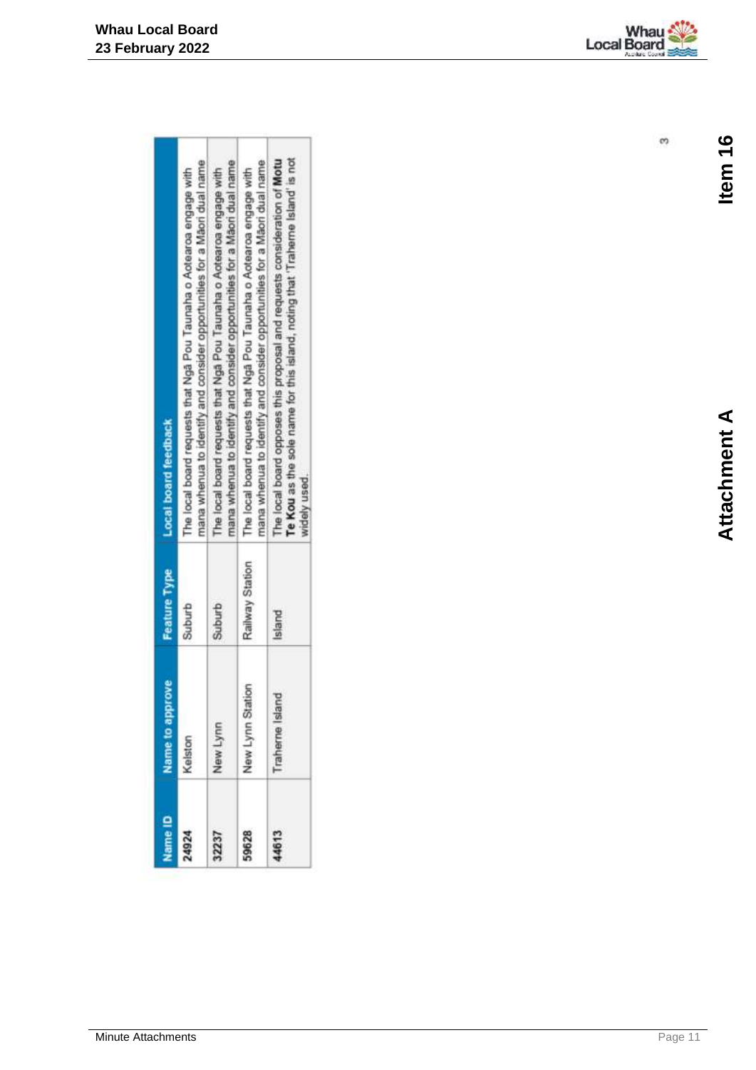| Name ID | Name to approve | Feature Type | Local board feedback |
| --- | --- | --- | --- |
| 24924 | Kelston | Suburb | The local board requests that Ngā Pou Taunaha o Aotearoa engage with mana whenua to identify and consider opportunities for a Māori dual name |
| 32237 | New Lynn | Suburb | The local board requests that Ngā Pou Taunaha o Aotearoa engage with mana whenua to identify and consider opportunities for a Māori dual name |
| 59628 | New Lynn Station | Railway Station | The local board requests that Ngā Pou Taunaha o Aotearoa engage with mana whenua to identify and consider opportunities for a Māori dual name |
| 44613 | Traherne Island | Island | The local board opposes this proposal and requests consideration of **Motu Te Kou** as the sole name for this island, noting that 'Traherne Island' is not widely used. |

3

Attachment A

Item 16